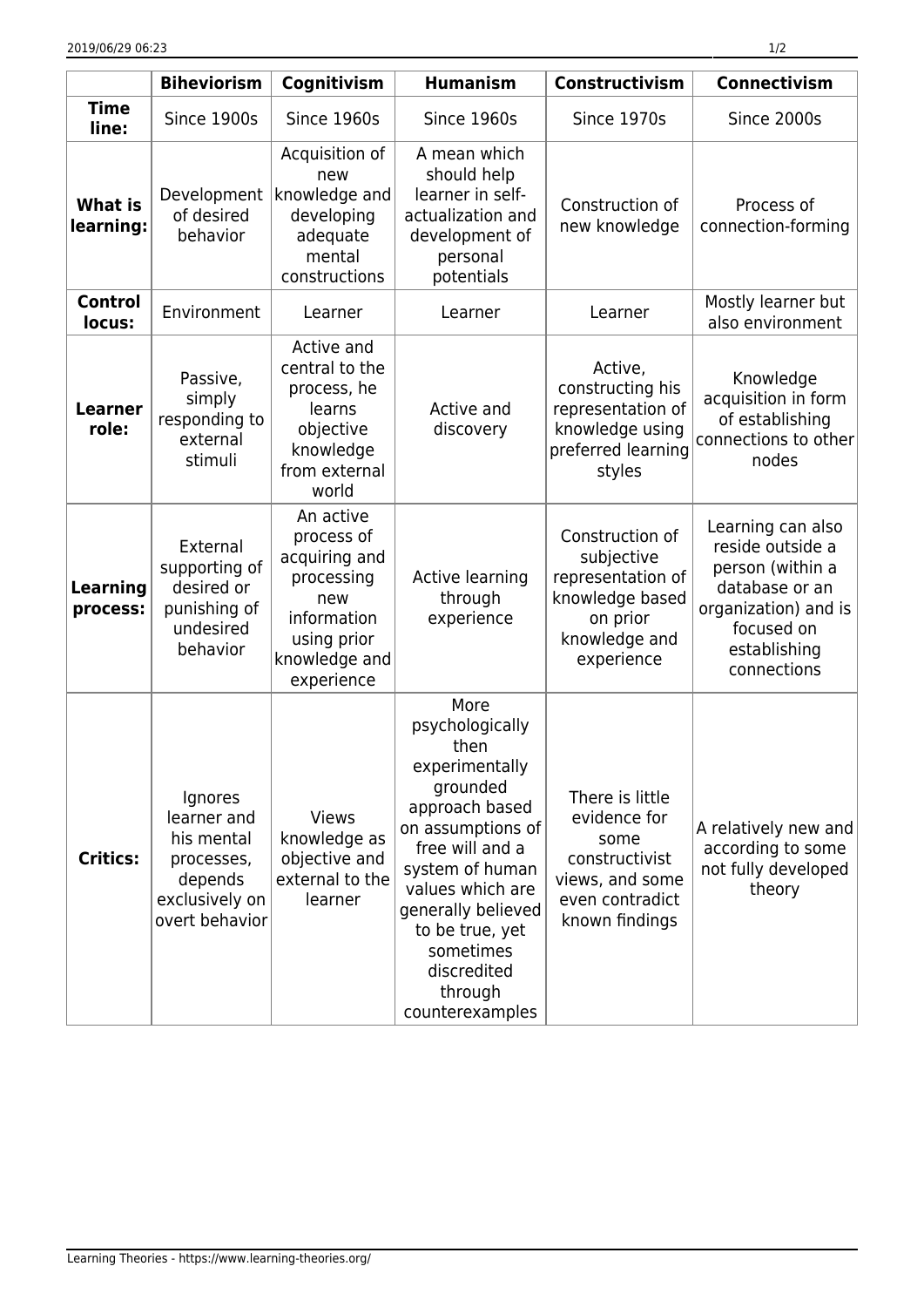| | Biheviorism | Cognitivism | Humanism | Constructivism | Connectivism |
|---|---|---|---|---|---|
| **Time line:** | Since 1900s | Since 1960s | Since 1960s | Since 1970s | Since 2000s |
| **What is learning:** | Development of desired behavior | Acquisition of new knowledge and developing adequate mental constructions | A mean which should help learner in self-actualization and development of personal potentials | Construction of new knowledge | Process of connection-forming |
| **Control locus:** | Environment | Learner | Learner | Learner | Mostly learner but also environment |
| **Learner role:** | Passive, simply responding to external stimuli | Active and central to the process, he learns objective knowledge from external world | Active and discovery | Active, constructing his representation of knowledge using preferred learning styles | Knowledge acquisition in form of establishing connections to other nodes |
| **Learning process:** | External supporting of desired or punishing of undesired behavior | An active process of acquiring and processing new information using prior knowledge and experience | Active learning through experience | Construction of subjective representation of knowledge based on prior knowledge and experience | Learning can also reside outside a person (within a database or an organization) and is focused on establishing connections |
| **Critics:** | Ignores learner and his mental processes, depends exclusively on overt behavior | Views knowledge as objective and external to the learner | More psychologically then experimentally grounded approach based on assumptions of free will and a system of human values which are generally believed to be true, yet sometimes discredited through counterexamples | There is little evidence for some constructivist views, and some even contradict known findings | A relatively new and according to some not fully developed theory |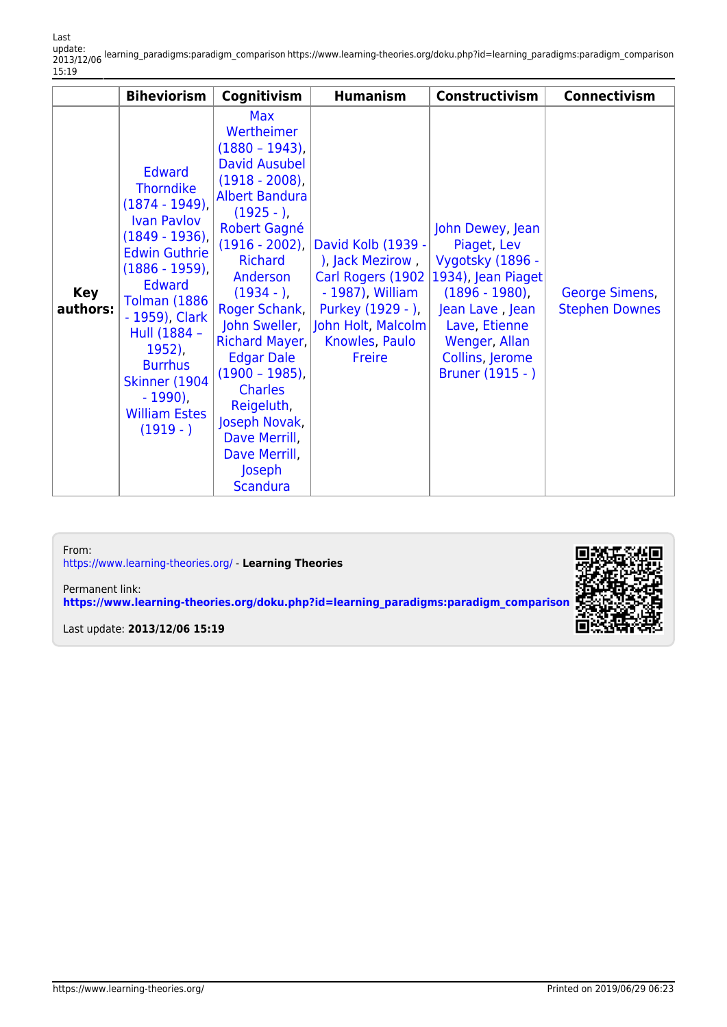| | Biheviorism | Cognitivism | Humanism | Constructivism | Connectivism |
|---|---|---|---|---|---|
| **Key authors:** | Edward Thorndike (1874 - 1949), Ivan Pavlov (1849 - 1936), Edwin Guthrie (1886 - 1959), Edward Tolman (1886 - 1959), Clark Hull (1884 – 1952), Burrhus Skinner (1904 - 1990), William Estes (1919 - ) | Max Wertheimer (1880 – 1943), David Ausubel (1918 - 2008), Albert Bandura (1925 - ), Robert Gagné (1916 - 2002), Richard Anderson (1934 - ), Roger Schank, John Sweller, Richard Mayer, Edgar Dale (1900 – 1985), Charles Reigeluth, Joseph Novak, Dave Merrill, Dave Merrill, Joseph Scandura | David Kolb (1939 - ), Jack Mezirow , Carl Rogers (1902 - 1987), William Purkey (1929 - ), John Holt, Malcolm Knowles, Paulo Freire | John Dewey, Jean Piaget, Lev Vygotsky (1896 - 1934), Jean Piaget (1896 - 1980), Jean Lave , Jean Lave, Etienne Wenger, Allan Collins, Jerome Bruner (1915 - ) | George Simens, Stephen Downes |

From:
https://www.learning-theories.org/ - **Learning Theories**

Permanent link:
**https://www.learning-theories.org/doku.php?id=learning_paradigms:paradigm_comparison**

Last update: **2013/12/06 15:19**